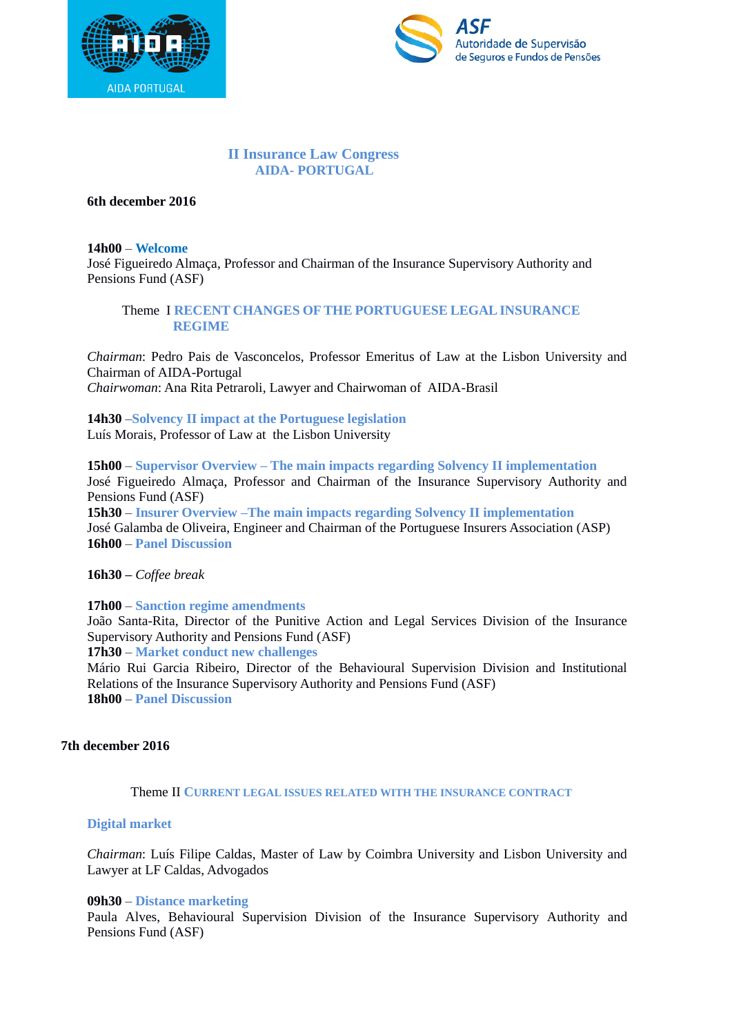# II Insurance Law Congress
## AIDA- PORTUGAL

**6th december 2016**

**14h00** – **Welcome**
José Figueiredo Almaça, Professor and Chairman of the Insurance Supervisory Authority and Pensions Fund (ASF)

### Theme I RECENT CHANGES OF THE PORTUGUESE LEGAL INSURANCE REGIME

*Chairman*: Pedro Pais de Vasconcelos, Professor Emeritus of Law at the Lisbon University and Chairman of AIDA-Portugal
*Chairwoman*: Ana Rita Petraroli, Lawyer and Chairwoman of AIDA-Brasil

**14h30** –**Solvency II impact at the Portuguese legislation**
Luís Morais, Professor of Law at the Lisbon University

**15h00** – **Supervisor Overview – The main impacts regarding Solvency II implementation**
José Figueiredo Almaça, Professor and Chairman of the Insurance Supervisory Authority and Pensions Fund (ASF)
**15h30** – **Insurer Overview –The main impacts regarding Solvency II implementation**
José Galamba de Oliveira, Engineer and Chairman of the Portuguese Insurers Association (ASP)
**16h00** – **Panel Discussion**

**16h30 –** *Coffee break*

**17h00** – **Sanction regime amendments**
João Santa-Rita, Director of the Punitive Action and Legal Services Division of the Insurance Supervisory Authority and Pensions Fund (ASF)
**17h30** – **Market conduct new challenges**
Mário Rui Garcia Ribeiro, Director of the Behavioural Supervision Division and Institutional Relations of the Insurance Supervisory Authority and Pensions Fund (ASF)
**18h00** – **Panel Discussion**

**7th december 2016**

### Theme II CURRENT LEGAL ISSUES RELATED WITH THE INSURANCE CONTRACT

**Digital market**

*Chairman*: Luís Filipe Caldas, Master of Law by Coimbra University and Lisbon University and Lawyer at LF Caldas, Advogados

**09h30** – **Distance marketing**
Paula Alves, Behavioural Supervision Division of the Insurance Supervisory Authority and Pensions Fund (ASF)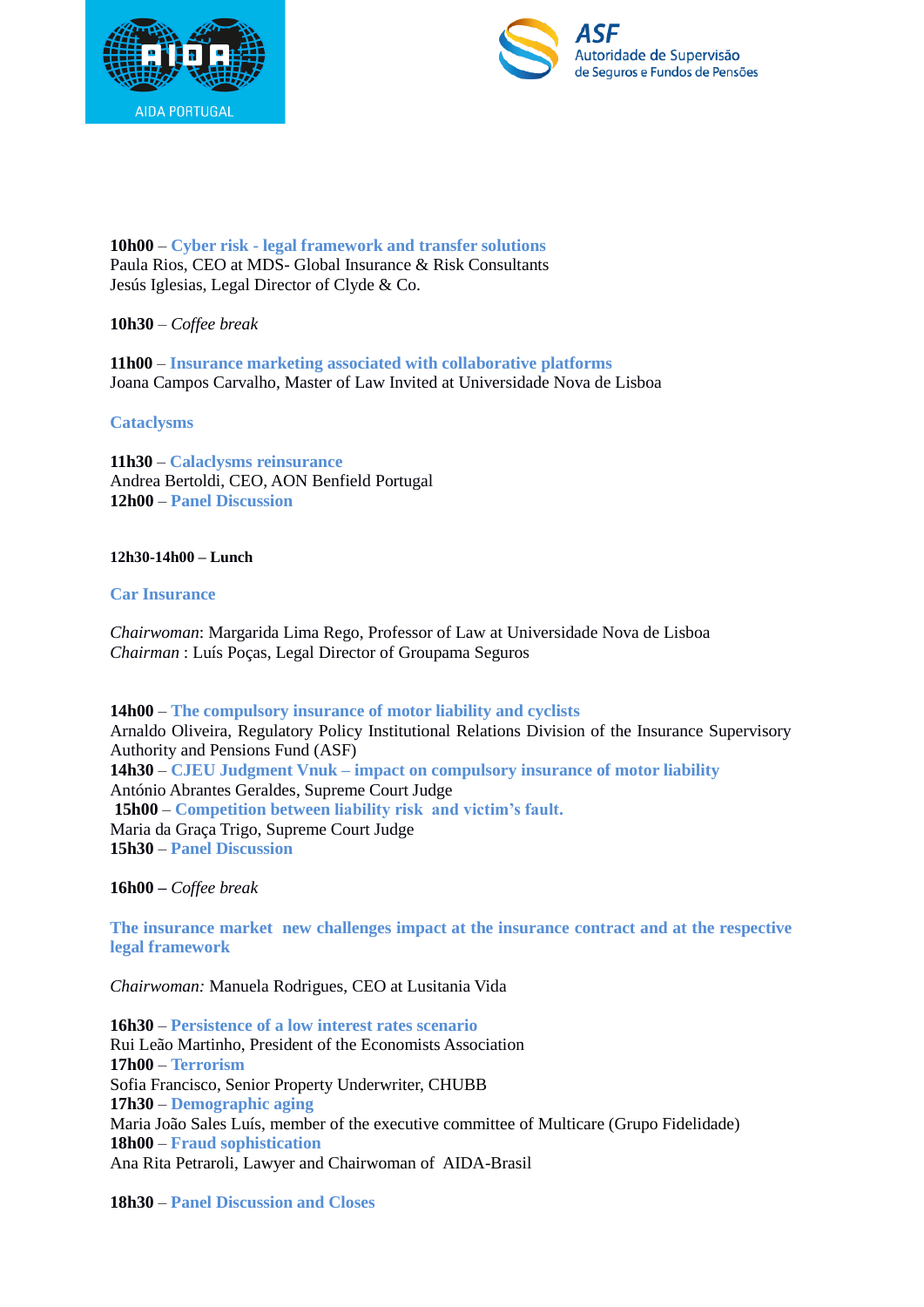**10h00** – **Cyber risk - legal framework and transfer solutions**
Paula Rios, CEO at MDS- Global Insurance & Risk Consultants
Jesús Iglesias, Legal Director of Clyde & Co.

**10h30** – *Coffee break*

**11h00** – **Insurance marketing associated with collaborative platforms**
Joana Campos Carvalho, Master of Law Invited at Universidade Nova de Lisboa

## Cataclysms

**11h30** – **Calaclysms reinsurance**
Andrea Bertoldi, CEO, AON Benfield Portugal
**12h00** – **Panel Discussion**

**12h30-14h00 – Lunch**

## Car Insurance

*Chairwoman*: Margarida Lima Rego, Professor of Law at Universidade Nova de Lisboa
*Chairman* : Luís Poças, Legal Director of Groupama Seguros

**14h00** – **The compulsory insurance of motor liability and cyclists**
Arnaldo Oliveira, Regulatory Policy Institutional Relations Division of the Insurance Supervisory Authority and Pensions Fund (ASF)
**14h30** – **CJEU Judgment Vnuk – impact on compulsory insurance of motor liability**
António Abrantes Geraldes, Supreme Court Judge
**15h00** – **Competition between liability risk and victim's fault.**
Maria da Graça Trigo, Supreme Court Judge
**15h30** – **Panel Discussion**

**16h00 –** *Coffee break*

## The insurance market new challenges impact at the insurance contract and at the respective legal framework

*Chairwoman:* Manuela Rodrigues, CEO at Lusitania Vida

**16h30** – **Persistence of a low interest rates scenario**
Rui Leão Martinho, President of the Economists Association
**17h00** – **Terrorism**
Sofia Francisco, Senior Property Underwriter, CHUBB
**17h30** – **Demographic aging**
Maria João Sales Luís, member of the executive committee of Multicare (Grupo Fidelidade)
**18h00** – **Fraud sophistication**
Ana Rita Petraroli, Lawyer and Chairwoman of AIDA-Brasil

**18h30** – **Panel Discussion and Closes**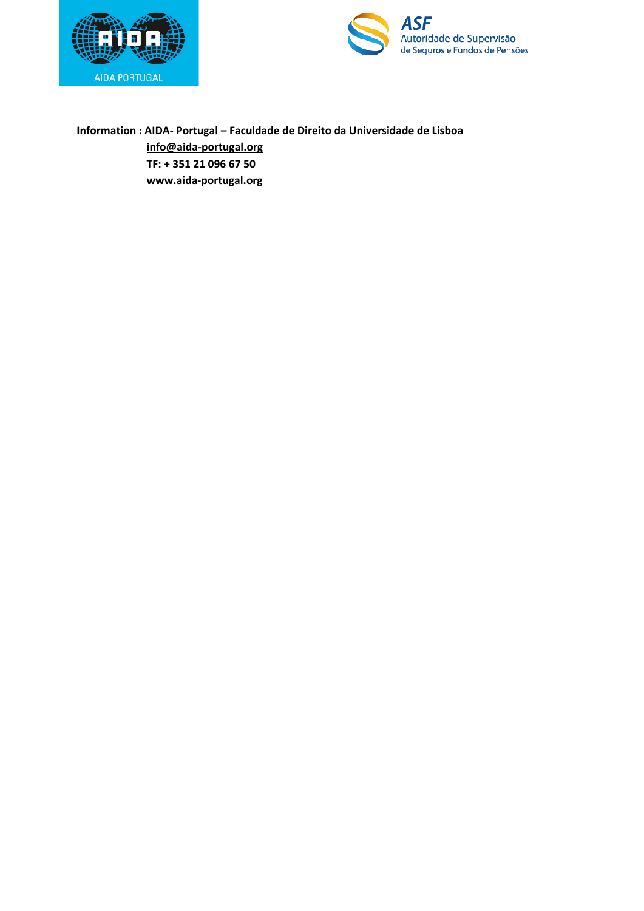**Information : AIDA- Portugal – Faculdade de Direito da Universidade de Lisboa**

**info@aida-portugal.org**

**TF: + 351 21 096 67 50**

**www.aida-portugal.org**